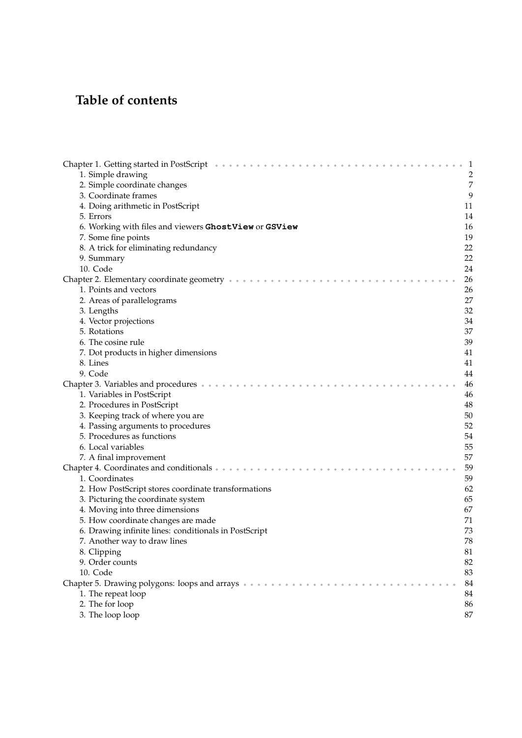# Table of contents

Chapter 1. Getting started in PostScript . . . . . . . . . . . . . . . . . . . . . . . . . . . . . . . . . . . . . . . . 1
- 1. Simple drawing 2
- 2. Simple coordinate changes 7
- 3. Coordinate frames 9
- 4. Doing arithmetic in PostScript 11
- 5. Errors 14
- 6. Working with files and viewers **`GhostView`** or **`GSView`** 16
- 7. Some fine points 19
- 8. A trick for eliminating redundancy 22
- 9. Summary 22
- 10. Code 24

Chapter 2. Elementary coordinate geometry . . . . . . . . . . . . . . . . . . . . . . . . . . . . . . . . . . . 26
- 1. Points and vectors 26
- 2. Areas of parallelograms 27
- 3. Lengths 32
- 4. Vector projections 34
- 5. Rotations 37
- 6. The cosine rule 39
- 7. Dot products in higher dimensions 41
- 8. Lines 41
- 9. Code 44

Chapter 3. Variables and procedures . . . . . . . . . . . . . . . . . . . . . . . . . . . . . . . . . . . . . . . 46
- 1. Variables in PostScript 46
- 2. Procedures in PostScript 48
- 3. Keeping track of where you are 50
- 4. Passing arguments to procedures 52
- 5. Procedures as functions 54
- 6. Local variables 55
- 7. A final improvement 57

Chapter 4. Coordinates and conditionals . . . . . . . . . . . . . . . . . . . . . . . . . . . . . . . . . . . . 59
- 1. Coordinates 59
- 2. How PostScript stores coordinate transformations 62
- 3. Picturing the coordinate system 65
- 4. Moving into three dimensions 67
- 5. How coordinate changes are made 71
- 6. Drawing infinite lines: conditionals in PostScript 73
- 7. Another way to draw lines 78
- 8. Clipping 81
- 9. Order counts 82
- 10. Code 83

Chapter 5. Drawing polygons: loops and arrays . . . . . . . . . . . . . . . . . . . . . . . . . . . . . . 84
- 1. The repeat loop 84
- 2. The for loop 86
- 3. The loop loop 87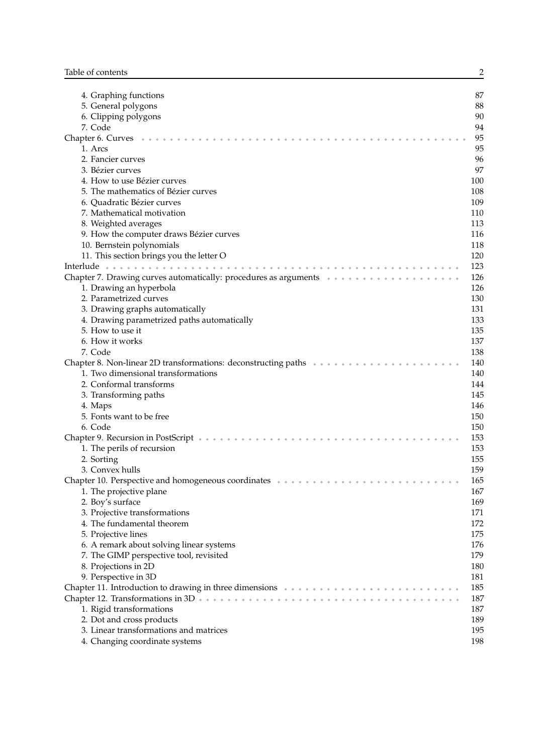4. Graphing functions 87
5. General polygons 88
6. Clipping polygons 90
7. Code 94

Chapter 6. Curves 95
1. Arcs 95
2. Fancier curves 96
3. Bézier curves 97
4. How to use Bézier curves 100
5. The mathematics of Bézier curves 108
6. Quadratic Bézier curves 109
7. Mathematical motivation 110
8. Weighted averages 113
9. How the computer draws Bézier curves 116
10. Bernstein polynomials 118
11. This section brings you the letter O 120

Interlude 123

Chapter 7. Drawing curves automatically: procedures as arguments 126
1. Drawing an hyperbola 126
2. Parametrized curves 130
3. Drawing graphs automatically 131
4. Drawing parametrized paths automatically 133
5. How to use it 135
6. How it works 137
7. Code 138

Chapter 8. Non-linear 2D transformations: deconstructing paths 140
1. Two dimensional transformations 140
2. Conformal transforms 144
3. Transforming paths 145
4. Maps 146
5. Fonts want to be free 150
6. Code 150

Chapter 9. Recursion in PostScript 153
1. The perils of recursion 153
2. Sorting 155
3. Convex hulls 159

Chapter 10. Perspective and homogeneous coordinates 165
1. The projective plane 167
2. Boy's surface 169
3. Projective transformations 171
4. The fundamental theorem 172
5. Projective lines 175
6. A remark about solving linear systems 176
7. The GIMP perspective tool, revisited 179
8. Projections in 2D 180
9. Perspective in 3D 181

Chapter 11. Introduction to drawing in three dimensions 185

Chapter 12. Transformations in 3D 187
1. Rigid transformations 187
2. Dot and cross products 189
3. Linear transformations and matrices 195
4. Changing coordinate systems 198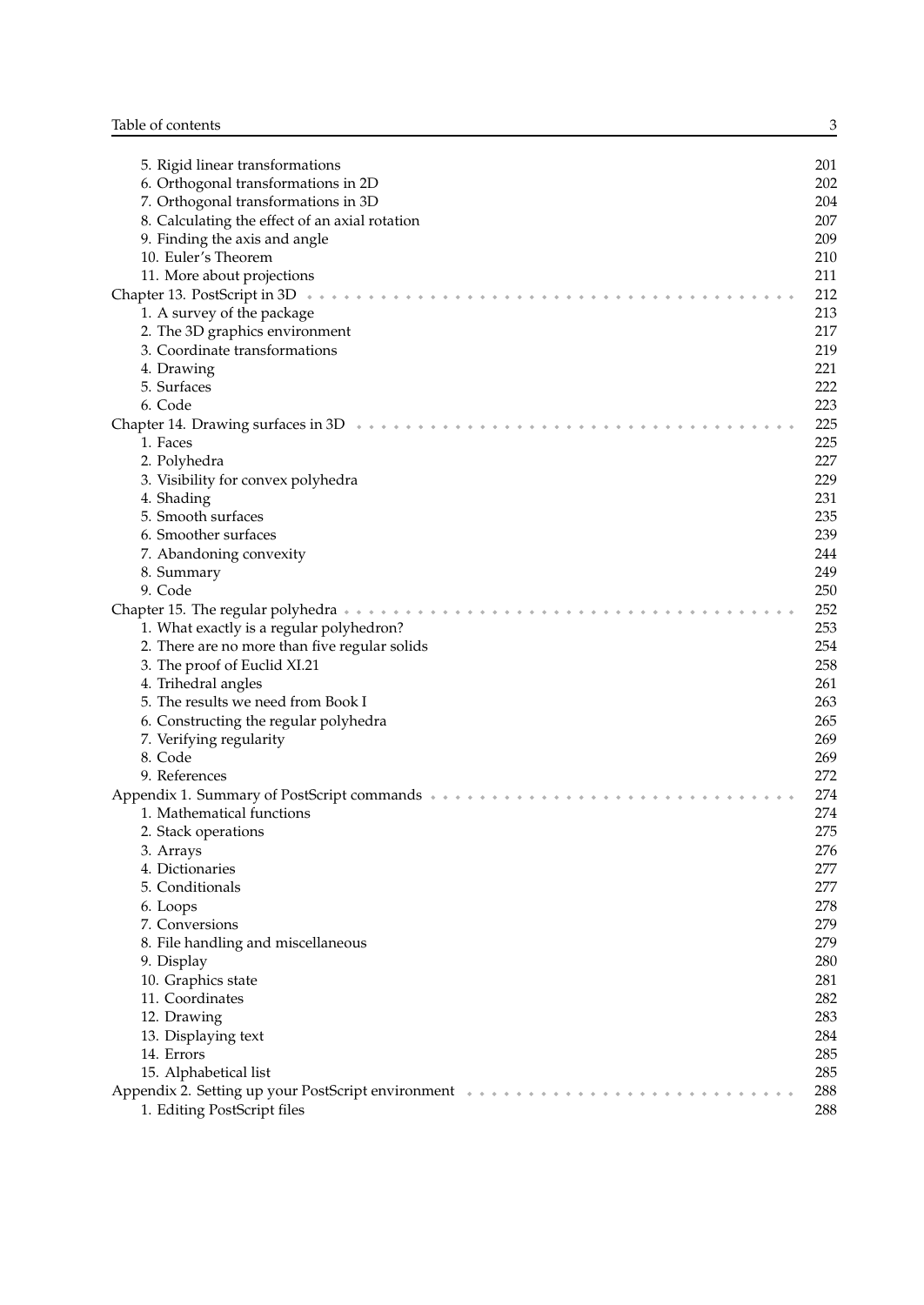5. Rigid linear transformations 201
6. Orthogonal transformations in 2D 202
7. Orthogonal transformations in 3D 204
8. Calculating the effect of an axial rotation 207
9. Finding the axis and angle 209
10. Euler's Theorem 210
11. More about projections 211

Chapter 13. PostScript in 3D 212
1. A survey of the package 213
2. The 3D graphics environment 217
3. Coordinate transformations 219
4. Drawing 221
5. Surfaces 222
6. Code 223

Chapter 14. Drawing surfaces in 3D 225
1. Faces 225
2. Polyhedra 227
3. Visibility for convex polyhedra 229
4. Shading 231
5. Smooth surfaces 235
6. Smoother surfaces 239
7. Abandoning convexity 244
8. Summary 249
9. Code 250

Chapter 15. The regular polyhedra 252
1. What exactly is a regular polyhedron? 253
2. There are no more than five regular solids 254
3. The proof of Euclid XI.21 258
4. Trihedral angles 261
5. The results we need from Book I 263
6. Constructing the regular polyhedra 265
7. Verifying regularity 269
8. Code 269
9. References 272

Appendix 1. Summary of PostScript commands 274
1. Mathematical functions 274
2. Stack operations 275
3. Arrays 276
4. Dictionaries 277
5. Conditionals 277
6. Loops 278
7. Conversions 279
8. File handling and miscellaneous 279
9. Display 280
10. Graphics state 281
11. Coordinates 282
12. Drawing 283
13. Displaying text 284
14. Errors 285
15. Alphabetical list 285

Appendix 2. Setting up your PostScript environment 288
1. Editing PostScript files 288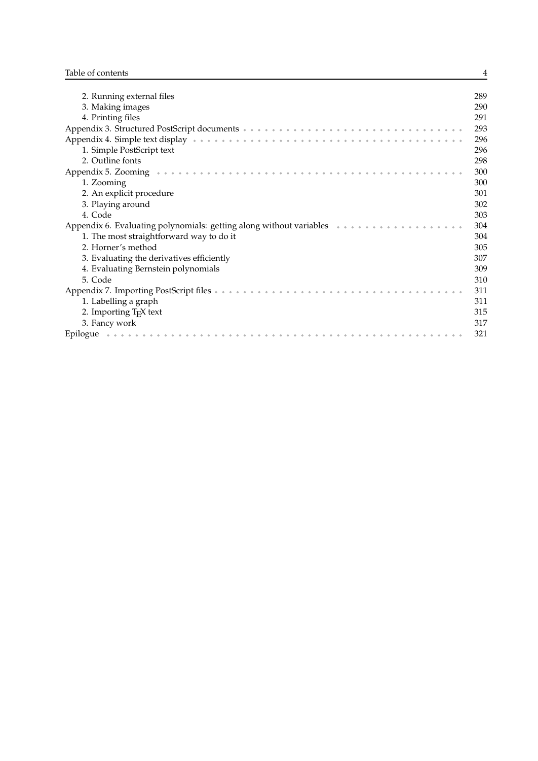| | |
|---|---|
| 2. Running external files | 289 |
| 3. Making images | 290 |
| 4. Printing files | 291 |
| Appendix 3. Structured PostScript documents | 293 |
| Appendix 4. Simple text display | 296 |
| 1. Simple PostScript text | 296 |
| 2. Outline fonts | 298 |
| Appendix 5. Zooming | 300 |
| 1. Zooming | 300 |
| 2. An explicit procedure | 301 |
| 3. Playing around | 302 |
| 4. Code | 303 |
| Appendix 6. Evaluating polynomials: getting along without variables | 304 |
| 1. The most straightforward way to do it | 304 |
| 2. Horner's method | 305 |
| 3. Evaluating the derivatives efficiently | 307 |
| 4. Evaluating Bernstein polynomials | 309 |
| 5. Code | 310 |
| Appendix 7. Importing PostScript files | 311 |
| 1. Labelling a graph | 311 |
| 2. Importing TEX text | 315 |
| 3. Fancy work | 317 |
| Epilogue | 321 |